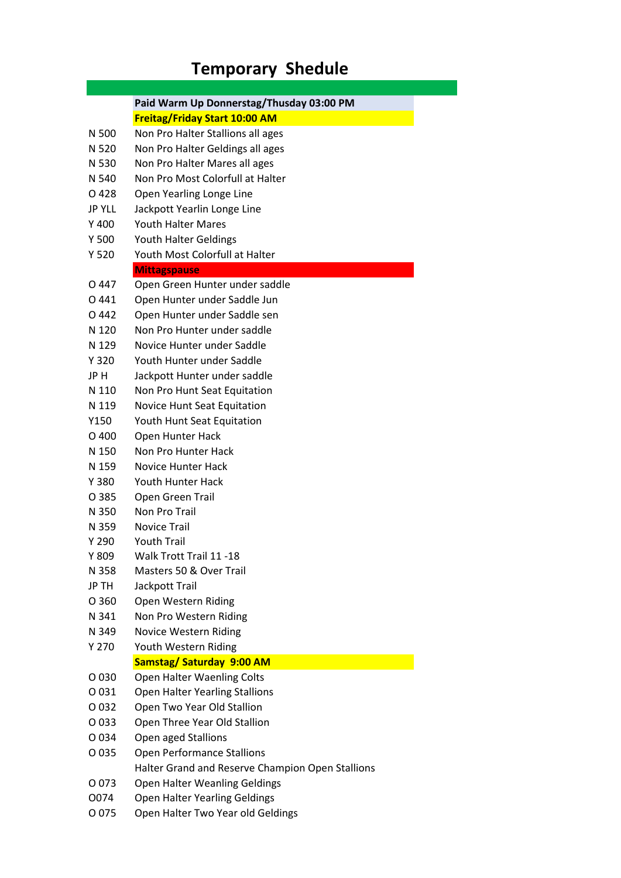# Temporary Shedule

| | |
|---|---|
| | **Paid Warm Up Donnerstag/Thusday 03:00 PM** |
| | **Freitag/Friday Start 10:00 AM** |
| N 500 | Non Pro Halter Stallions all ages |
| N 520 | Non Pro Halter Geldings all ages |
| N 530 | Non Pro Halter Mares all ages |
| N 540 | Non Pro Most Colorfull at Halter |
| O 428 | Open Yearling Longe Line |
| JP YLL | Jackpott Yearlin Longe Line |
| Y 400 | Youth Halter Mares |
| Y 500 | Youth Halter Geldings |
| Y 520 | Youth Most Colorfull at Halter |
| | **Mittagspause** |
| O 447 | Open Green Hunter under saddle |
| O 441 | Open Hunter under Saddle Jun |
| O 442 | Open Hunter under Saddle sen |
| N 120 | Non Pro Hunter under saddle |
| N 129 | Novice Hunter under Saddle |
| Y 320 | Youth Hunter under Saddle |
| JP H | Jackpott Hunter under saddle |
| N 110 | Non Pro Hunt Seat Equitation |
| N 119 | Novice Hunt Seat Equitation |
| Y150 | Youth Hunt Seat Equitation |
| O 400 | Open Hunter Hack |
| N 150 | Non Pro Hunter Hack |
| N 159 | Novice Hunter Hack |
| Y 380 | Youth Hunter Hack |
| O 385 | Open Green Trail |
| N 350 | Non Pro Trail |
| N 359 | Novice Trail |
| Y 290 | Youth Trail |
| Y 809 | Walk Trott Trail 11 -18 |
| N 358 | Masters 50 & Over Trail |
| JP TH | Jackpott Trail |
| O 360 | Open Western Riding |
| N 341 | Non Pro Western Riding |
| N 349 | Novice Western Riding |
| Y 270 | Youth Western Riding |
| | **Samstag/ Saturday 9:00 AM** |
| O 030 | Open Halter Waenling Colts |
| O 031 | Open Halter Yearling Stallions |
| O 032 | Open Two Year Old Stallion |
| O 033 | Open Three Year Old Stallion |
| O 034 | Open aged Stallions |
| O 035 | Open Performance Stallions |
| | Halter Grand and Reserve Champion Open Stallions |
| O 073 | Open Halter Weanling Geldings |
| O074 | Open Halter Yearling Geldings |
| O 075 | Open Halter Two Year old Geldings |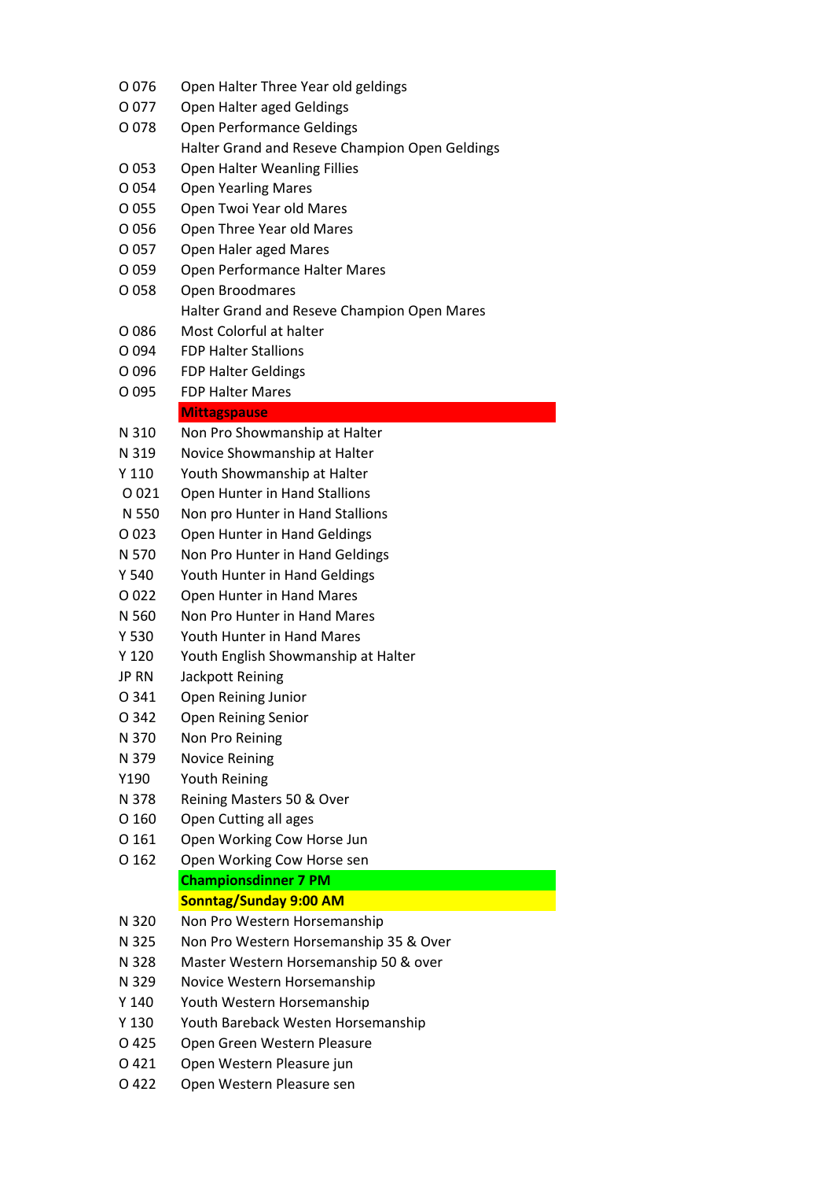| | |
|---|---|
| O 076 | Open Halter Three Year old geldings |
| O 077 | Open Halter aged Geldings |
| O 078 | Open Performance Geldings |
| | Halter Grand and Reseve Champion Open Geldings |
| O 053 | Open Halter Weanling Fillies |
| O 054 | Open Yearling Mares |
| O 055 | Open Twoi Year old Mares |
| O 056 | Open Three Year old Mares |
| O 057 | Open Haler aged Mares |
| O 059 | Open Performance Halter Mares |
| O 058 | Open Broodmares |
| | Halter Grand and Reseve Champion Open Mares |
| O 086 | Most Colorful at halter |
| O 094 | FDP Halter Stallions |
| O 096 | FDP Halter Geldings |
| O 095 | FDP Halter Mares |
| | **Mittagspause** |
| N 310 | Non Pro Showmanship at Halter |
| N 319 | Novice Showmanship at Halter |
| Y 110 | Youth Showmanship at Halter |
| O 021 | Open Hunter in Hand Stallions |
| N 550 | Non pro Hunter in Hand Stallions |
| O 023 | Open Hunter in Hand Geldings |
| N 570 | Non Pro Hunter in Hand Geldings |
| Y 540 | Youth Hunter in Hand Geldings |
| O 022 | Open Hunter in Hand Mares |
| N 560 | Non Pro Hunter in Hand Mares |
| Y 530 | Youth Hunter in Hand Mares |
| Y 120 | Youth English Showmanship at Halter |
| JP RN | Jackpott Reining |
| O 341 | Open Reining Junior |
| O 342 | Open Reining Senior |
| N 370 | Non Pro Reining |
| N 379 | Novice Reining |
| Y190 | Youth Reining |
| N 378 | Reining Masters 50 & Over |
| O 160 | Open Cutting all ages |
| O 161 | Open Working Cow Horse Jun |
| O 162 | Open Working Cow Horse sen |
| | **Championsdinner 7 PM** |
| | **Sonntag/Sunday 9:00 AM** |
| N 320 | Non Pro Western Horsemanship |
| N 325 | Non Pro Western Horsemanship 35 & Over |
| N 328 | Master Western Horsemanship 50 & over |
| N 329 | Novice Western Horsemanship |
| Y 140 | Youth Western Horsemanship |
| Y 130 | Youth Bareback Westen Horsemanship |
| O 425 | Open Green Western Pleasure |
| O 421 | Open Western Pleasure jun |
| O 422 | Open Western Pleasure sen |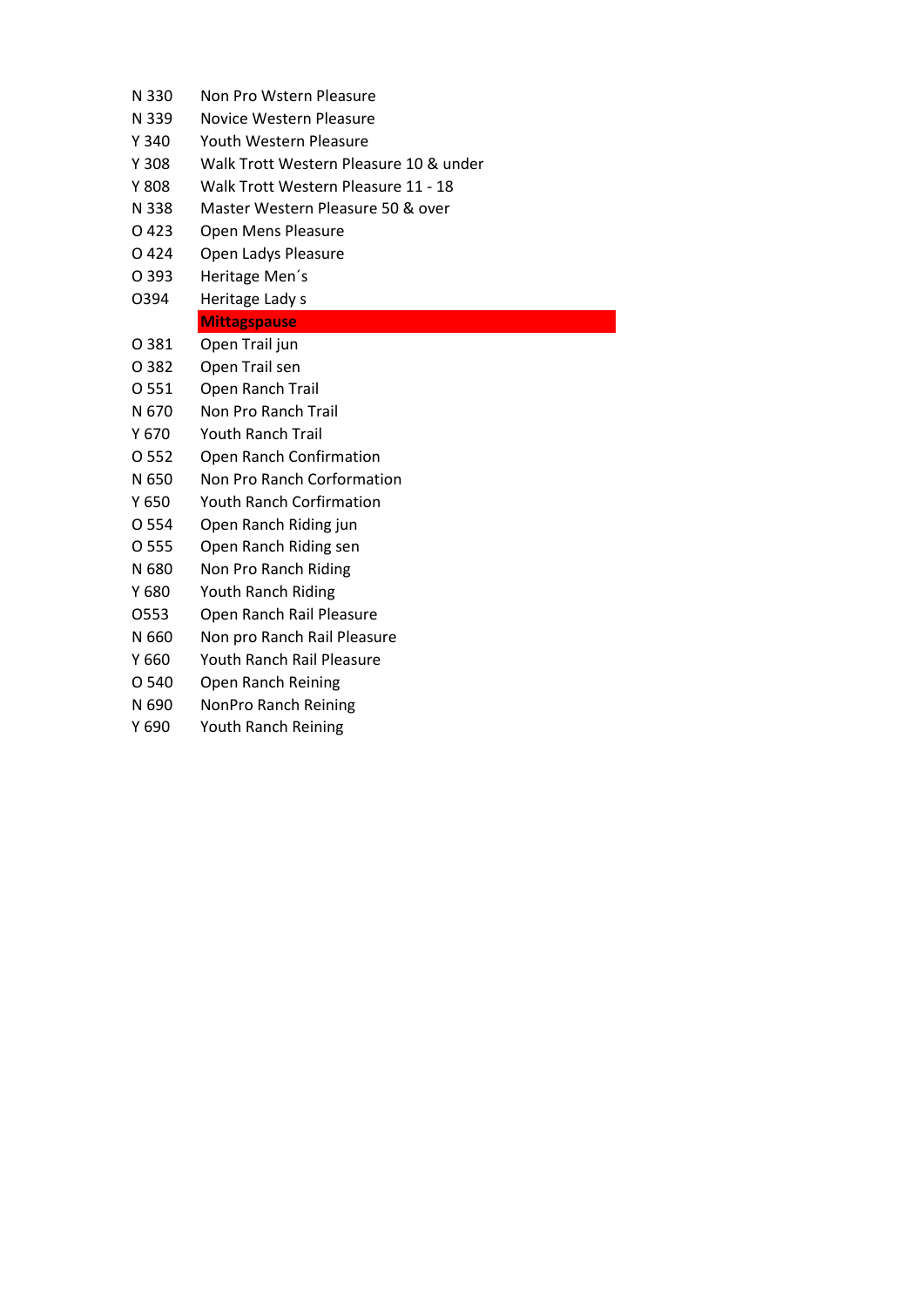| | |
|---|---|
| N 330 | Non Pro Wstern Pleasure |
| N 339 | Novice Western Pleasure |
| Y 340 | Youth Western Pleasure |
| Y 308 | Walk Trott Western Pleasure 10 & under |
| Y 808 | Walk Trott Western Pleasure 11 - 18 |
| N 338 | Master Western Pleasure 50 & over |
| O 423 | Open Mens Pleasure |
| O 424 | Open Ladys Pleasure |
| O 393 | Heritage Men´s |
| O394 | Heritage Lady s |
| | **Mittagspause** |
| O 381 | Open Trail jun |
| O 382 | Open Trail sen |
| O 551 | Open Ranch Trail |
| N 670 | Non Pro Ranch Trail |
| Y 670 | Youth Ranch Trail |
| O 552 | Open Ranch Confirmation |
| N 650 | Non Pro Ranch Corformation |
| Y 650 | Youth Ranch Corfirmation |
| O 554 | Open Ranch Riding jun |
| O 555 | Open Ranch Riding sen |
| N 680 | Non Pro Ranch Riding |
| Y 680 | Youth Ranch Riding |
| O553 | Open Ranch Rail Pleasure |
| N 660 | Non pro Ranch Rail Pleasure |
| Y 660 | Youth Ranch Rail Pleasure |
| O 540 | Open Ranch Reining |
| N 690 | NonPro Ranch Reining |
| Y 690 | Youth Ranch Reining |